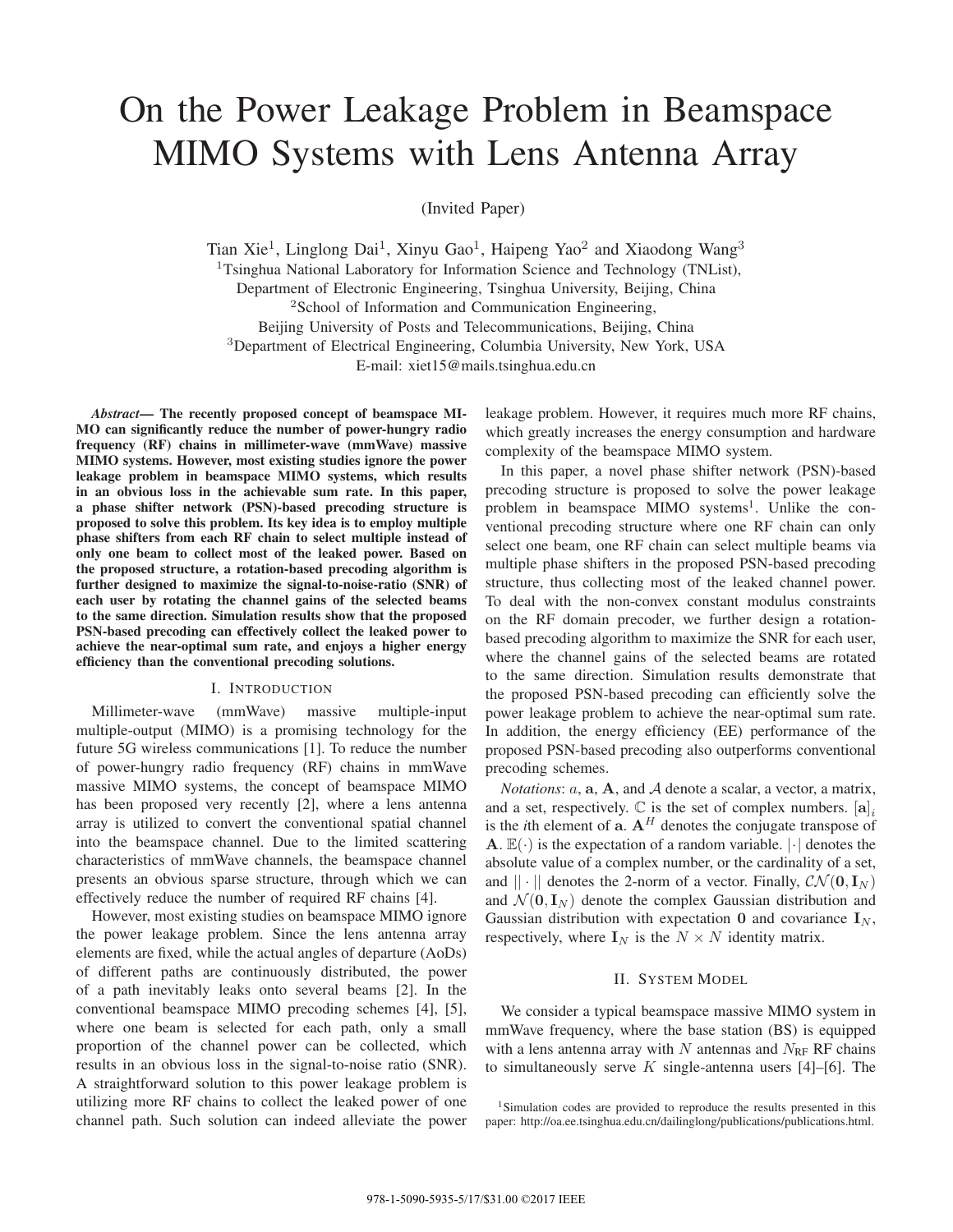# On the Power Leakage Problem in Beamspace MIMO Systems with Lens Antenna Array

(Invited Paper)

Tian Xie[1], Linglong Dai[1], Xinyu Gao[1], Haipeng Yao[2] and Xiaodong Wang[3]

[1]Tsinghua National Laboratory for Information Science and Technology (TNList),
Department of Electronic Engineering, Tsinghua University, Beijing, China

[2]School of Information and Communication Engineering,
Beijing University of Posts and Telecommunications, Beijing, China

[3]Department of Electrical Engineering, Columbia University, New York, USA

E-mail: xiet15@mails.tsinghua.edu.cn

***Abstract*— The recently proposed concept of beamspace MIMO can significantly reduce the number of power-hungry radio frequency (RF) chains in millimeter-wave (mmWave) massive MIMO systems. However, most existing studies ignore the power leakage problem in beamspace MIMO systems, which results in an obvious loss in the achievable sum rate. In this paper, a phase shifter network (PSN)-based precoding structure is proposed to solve this problem. Its key idea is to employ multiple phase shifters from each RF chain to select multiple instead of only one beam to collect most of the leaked power. Based on the proposed structure, a rotation-based precoding algorithm is further designed to maximize the signal-to-noise-ratio (SNR) of each user by rotating the channel gains of the selected beams to the same direction. Simulation results show that the proposed PSN-based precoding can effectively collect the leaked power to achieve the near-optimal sum rate, and enjoys a higher energy efficiency than the conventional precoding solutions.**

## I. Introduction

Millimeter-wave (mmWave) massive multiple-input multiple-output (MIMO) is a promising technology for the future 5G wireless communications [1]. To reduce the number of power-hungry radio frequency (RF) chains in mmWave massive MIMO systems, the concept of beamspace MIMO has been proposed very recently [2], where a lens antenna array is utilized to convert the conventional spatial channel into the beamspace channel. Due to the limited scattering characteristics of mmWave channels, the beamspace channel presents an obvious sparse structure, through which we can effectively reduce the number of required RF chains [4].

However, most existing studies on beamspace MIMO ignore the power leakage problem. Since the lens antenna array elements are fixed, while the actual angles of departure (AoDs) of different paths are continuously distributed, the power of a path inevitably leaks onto several beams [2]. In the conventional beamspace MIMO precoding schemes [4], [5], where one beam is selected for each path, only a small proportion of the channel power can be collected, which results in an obvious loss in the signal-to-noise ratio (SNR). A straightforward solution to this power leakage problem is utilizing more RF chains to collect the leaked power of one channel path. Such solution can indeed alleviate the power leakage problem. However, it requires much more RF chains, which greatly increases the energy consumption and hardware complexity of the beamspace MIMO system.

In this paper, a novel phase shifter network (PSN)-based precoding structure is proposed to solve the power leakage problem in beamspace MIMO systems[1]. Unlike the conventional precoding structure where one RF chain can only select one beam, one RF chain can select multiple beams via multiple phase shifters in the proposed PSN-based precoding structure, thus collecting most of the leaked channel power. To deal with the non-convex constant modulus constraints on the RF domain precoder, we further design a rotation-based precoding algorithm to maximize the SNR for each user, where the channel gains of the selected beams are rotated to the same direction. Simulation results demonstrate that the proposed PSN-based precoding can efficiently solve the power leakage problem to achieve the near-optimal sum rate. In addition, the energy efficiency (EE) performance of the proposed PSN-based precoding also outperforms conventional precoding schemes.

*Notations*: $a$, $\mathbf{a}$, $\mathbf{A}$, and $\mathcal{A}$ denote a scalar, a vector, a matrix, and a set, respectively. $\mathbb{C}$ is the set of complex numbers. $[\mathbf{a}]_i$ is the $i$th element of $\mathbf{a}$. $\mathbf{A}^H$ denotes the conjugate transpose of $\mathbf{A}$. $\mathbb{E}(\cdot)$ is the expectation of a random variable. $|\cdot|$ denotes the absolute value of a complex number, or the cardinality of a set, and $||\cdot||$ denotes the 2-norm of a vector. Finally, $\mathcal{CN}(\mathbf{0}, \mathbf{I}_N)$ and $\mathcal{N}(\mathbf{0}, \mathbf{I}_N)$ denote the complex Gaussian distribution and Gaussian distribution with expectation $\mathbf{0}$ and covariance $\mathbf{I}_N$, respectively, where $\mathbf{I}_N$ is the $N \times N$ identity matrix.

## II. System Model

We consider a typical beamspace massive MIMO system in mmWave frequency, where the base station (BS) is equipped with a lens antenna array with $N$ antennas and $N_{\text{RF}}$ RF chains to simultaneously serve $K$ single-antenna users [4]–[6]. The

[1]Simulation codes are provided to reproduce the results presented in this paper: http://oa.ee.tsinghua.edu.cn/dailinglong/publications/publications.html.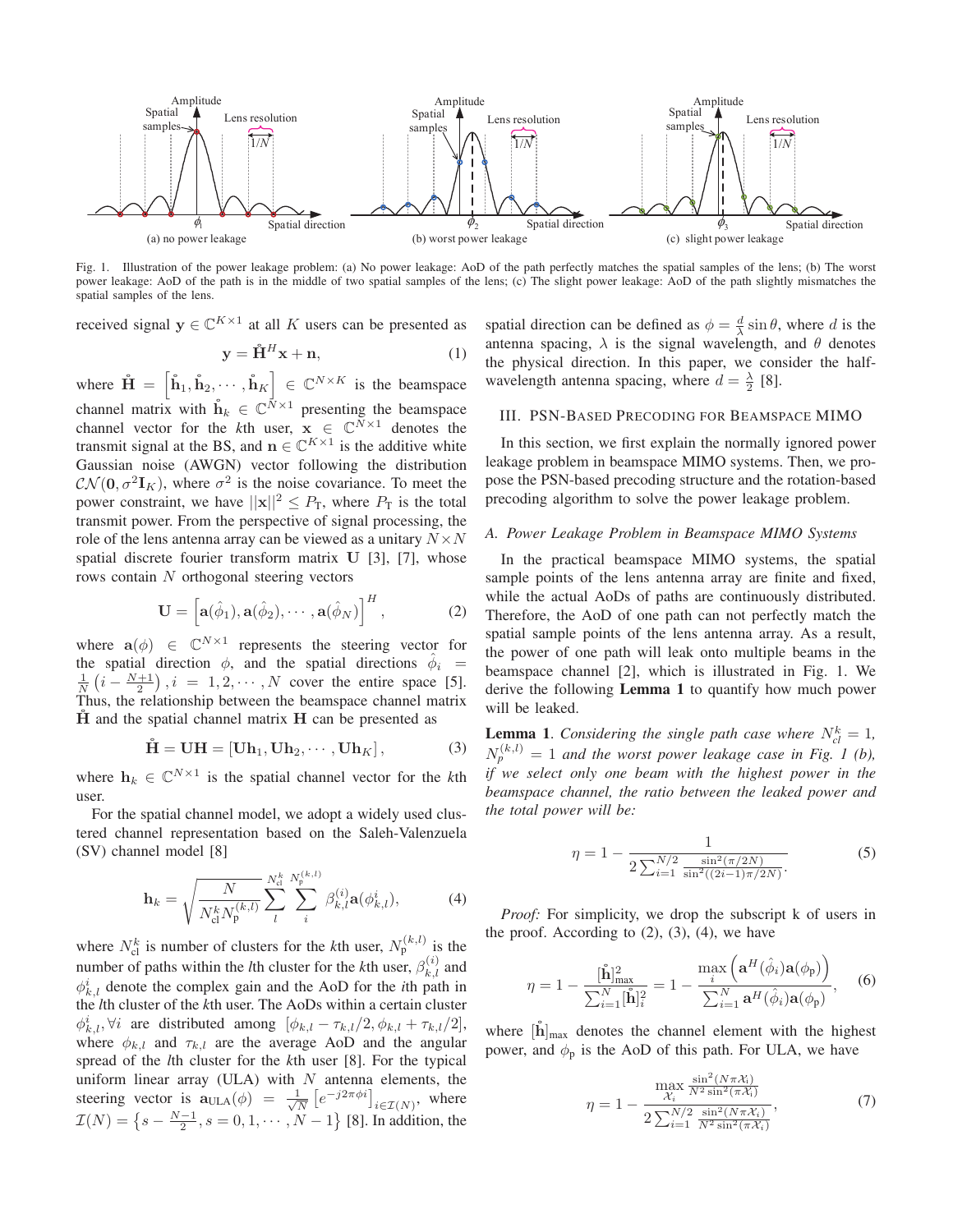Fig. 1. Illustration of the power leakage problem: (a) No power leakage: AoD of the path perfectly matches the spatial samples of the lens; (b) The worst power leakage: AoD of the path is in the middle of two spatial samples of the lens; (c) The slight power leakage: AoD of the path slightly mismatches the spatial samples of the lens.

received signal $\mathbf{y} \in \mathbb{C}^{K\times 1}$ at all $K$ users can be presented as

$$\mathbf{y} = \mathring{\mathbf{H}}^H \mathbf{x} + \mathbf{n}, \tag{1}$$

where $\mathring{\mathbf{H}} = \left[\mathring{\mathbf{h}}_1, \mathring{\mathbf{h}}_2, \cdots, \mathring{\mathbf{h}}_K\right] \in \mathbb{C}^{N\times K}$ is the beamspace channel matrix with $\mathring{\mathbf{h}}_k \in \mathbb{C}^{N\times 1}$ presenting the beamspace channel vector for the $k$th user, $\mathbf{x} \in \mathbb{C}^{N\times 1}$ denotes the transmit signal at the BS, and $\mathbf{n} \in \mathbb{C}^{K\times 1}$ is the additive white Gaussian noise (AWGN) vector following the distribution $\mathcal{CN}(\mathbf{0}, \sigma^2 \mathbf{I}_K)$, where $\sigma^2$ is the noise covariance. To meet the power constraint, we have $||\mathbf{x}||^2 \le P_{\mathrm{T}}$, where $P_{\mathrm{T}}$ is the total transmit power. From the perspective of signal processing, the role of the lens antenna array can be viewed as a unitary $N\times N$ spatial discrete fourier transform matrix $\mathbf{U}$ [3], [7], whose rows contain $N$ orthogonal steering vectors

$$\mathbf{U} = \left[\mathbf{a}(\hat{\phi}_1), \mathbf{a}(\hat{\phi}_2), \cdots, \mathbf{a}(\hat{\phi}_N)\right]^H, \tag{2}$$

where $\mathbf{a}(\phi) \in \mathbb{C}^{N\times 1}$ represents the steering vector for the spatial direction $\phi$, and the spatial directions $\hat{\phi}_i = \frac{1}{N}\left(i - \frac{N+1}{2}\right), i = 1, 2, \cdots, N$ cover the entire space [5]. Thus, the relationship between the beamspace channel matrix $\mathring{\mathbf{H}}$ and the spatial channel matrix $\mathbf{H}$ can be presented as

$$\mathring{\mathbf{H}} = \mathbf{U}\mathbf{H} = \left[\mathbf{U}\mathbf{h}_1, \mathbf{U}\mathbf{h}_2, \cdots, \mathbf{U}\mathbf{h}_K\right], \tag{3}$$

where $\mathbf{h}_k \in \mathbb{C}^{N\times 1}$ is the spatial channel vector for the $k$th user.

For the spatial channel model, we adopt a widely used clustered channel representation based on the Saleh-Valenzuela (SV) channel model [8]

$$\mathbf{h}_k = \sqrt{\frac{N}{N_{\mathrm{cl}}^k N_{\mathrm{p}}^{(k,l)}}} \sum_{l}^{N_{\mathrm{cl}}^k} \sum_{i}^{N_{\mathrm{p}}^{(k,l)}} \beta_{k,l}^{(i)} \mathbf{a}(\phi_{k,l}^i), \tag{4}$$

where $N_{\mathrm{cl}}^k$ is number of clusters for the $k$th user, $N_{\mathrm{p}}^{(k,l)}$ is the number of paths within the $l$th cluster for the $k$th user, $\beta_{k,l}^{(i)}$ and $\phi_{k,l}^i$ denote the complex gain and the AoD for the $i$th path in the $l$th cluster of the $k$th user. The AoDs within a certain cluster $\phi_{k,l}^i, \forall i$ are distributed among $[\phi_{k,l} - \tau_{k,l}/2, \phi_{k,l} + \tau_{k,l}/2]$, where $\phi_{k,l}$ and $\tau_{k,l}$ are the average AoD and the angular spread of the $l$th cluster for the $k$th user [8]. For the typical uniform linear array (ULA) with $N$ antenna elements, the steering vector is $\mathbf{a}_{\mathrm{ULA}}(\phi) = \frac{1}{\sqrt{N}}\left[e^{-j2\pi\phi i}\right]_{i\in\mathcal{I}(N)}$, where $\mathcal{I}(N) = \left\{s - \frac{N-1}{2}, s = 0, 1, \cdots, N-1\right\}$ [8]. In addition, the spatial direction can be defined as $\phi = \frac{d}{\lambda}\sin\theta$, where $d$ is the antenna spacing, $\lambda$ is the signal wavelength, and $\theta$ denotes the physical direction. In this paper, we consider the half-wavelength antenna spacing, where $d = \frac{\lambda}{2}$ [8].

## III. PSN-Based Precoding for Beamspace MIMO

In this section, we first explain the normally ignored power leakage problem in beamspace MIMO systems. Then, we propose the PSN-based precoding structure and the rotation-based precoding algorithm to solve the power leakage problem.

### A. Power Leakage Problem in Beamspace MIMO Systems

In the practical beamspace MIMO systems, the spatial sample points of the lens antenna array are finite and fixed, while the actual AoDs of paths are continuously distributed. Therefore, the AoD of one path can not perfectly match the spatial sample points of the lens antenna array. As a result, the power of one path will leak onto multiple beams in the beamspace channel [2], which is illustrated in Fig. 1. We derive the following **Lemma 1** to quantify how much power will be leaked.

**Lemma 1**. *Considering the single path case where $N_{cl}^k = 1$, $N_p^{(k,l)} = 1$ and the worst power leakage case in Fig. 1 (b), if we select only one beam with the highest power in the beamspace channel, the ratio between the leaked power and the total power will be:*

$$\eta = 1 - \frac{1}{2\sum_{i=1}^{N/2} \frac{\sin^2(\pi/2N)}{\sin^2((2i-1)\pi/2N)}}. \tag{5}$$

*Proof:* For simplicity, we drop the subscript k of users in the proof. According to (2), (3), (4), we have

$$\eta = 1 - \frac{[\mathring{\mathbf{h}}]_{\max}^2}{\sum_{i=1}^{N} [\mathring{\mathbf{h}}]_i^2} = 1 - \frac{\max\limits_i \left(\mathbf{a}^H(\hat{\phi}_i)\mathbf{a}(\phi_{\mathrm{p}})\right)}{\sum_{i=1}^{N} \mathbf{a}^H(\hat{\phi}_i)\mathbf{a}(\phi_{\mathrm{p}})}, \tag{6}$$

where $[\mathring{\mathbf{h}}]_{\max}$ denotes the channel element with the highest power, and $\phi_{\mathrm{p}}$ is the AoD of this path. For ULA, we have

$$\eta = 1 - \frac{\max\limits_{\mathcal{X}_i} \frac{\sin^2(N\pi\mathcal{X}_i)}{N^2\sin^2(\pi\mathcal{X}_i)}}{2\sum_{i=1}^{N/2} \frac{\sin^2(N\pi\mathcal{X}_i)}{N^2\sin^2(\pi\mathcal{X}_i)}}, \tag{7}$$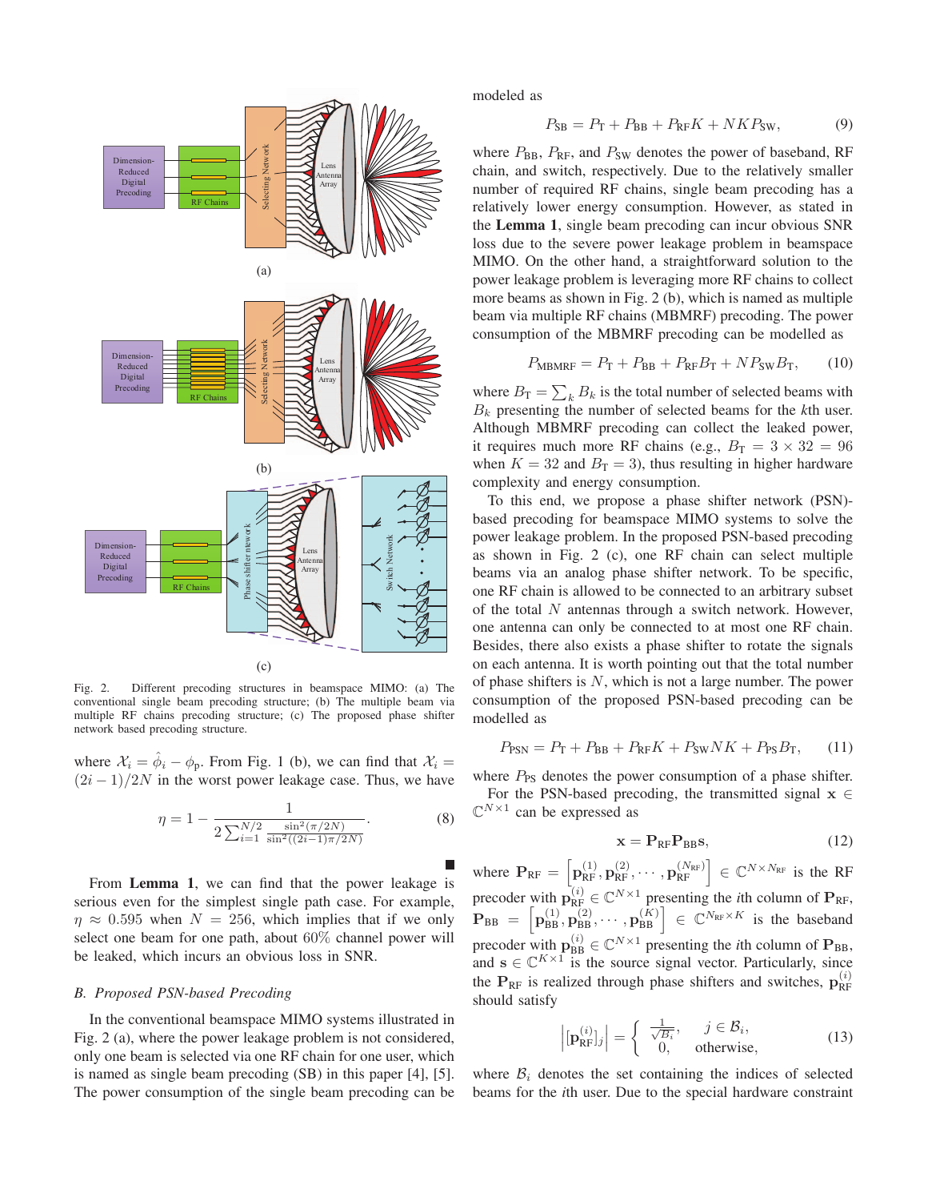Fig. 2. Different precoding structures in beamspace MIMO: (a) The conventional single beam precoding structure; (b) The multiple beam via multiple RF chains precoding structure; (c) The proposed phase shifter network based precoding structure.

where $\mathcal{X}_i = \hat{\phi}_i - \phi_\text{p}$. From Fig. 1 (b), we can find that $\mathcal{X}_i = (2i-1)/2N$ in the worst power leakage case. Thus, we have

$$\eta = 1 - \frac{1}{2\sum_{i=1}^{N/2} \frac{\sin^2(\pi/2N)}{\sin^2((2i-1)\pi/2N)}}. \tag{8}$$

■

From **Lemma 1**, we can find that the power leakage is serious even for the simplest single path case. For example, $\eta \approx 0.595$ when $N = 256$, which implies that if we only select one beam for one path, about 60% channel power will be leaked, which incurs an obvious loss in SNR.

### *B. Proposed PSN-based Precoding*

In the conventional beamspace MIMO systems illustrated in Fig. 2 (a), where the power leakage problem is not considered, only one beam is selected via one RF chain for one user, which is named as single beam precoding (SB) in this paper [4], [5]. The power consumption of the single beam precoding can be modeled as

$$P_\text{SB} = P_\text{T} + P_\text{BB} + P_\text{RF}K + NKP_\text{SW}, \tag{9}$$

where $P_\text{BB}$, $P_\text{RF}$, and $P_\text{SW}$ denotes the power of baseband, RF chain, and switch, respectively. Due to the relatively smaller number of required RF chains, single beam precoding has a relatively lower energy consumption. However, as stated in the **Lemma 1**, single beam precoding can incur obvious SNR loss due to the severe power leakage problem in beamspace MIMO. On the other hand, a straightforward solution to the power leakage problem is leveraging more RF chains to collect more beams as shown in Fig. 2 (b), which is named as multiple beam via multiple RF chains (MBMRF) precoding. The power consumption of the MBMRF precoding can be modelled as

$$P_\text{MBMRF} = P_\text{T} + P_\text{BB} + P_\text{RF}B_\text{T} + NP_\text{SW}B_\text{T}, \tag{10}$$

where $B_\text{T} = \sum_k B_k$ is the total number of selected beams with $B_k$ presenting the number of selected beams for the $k$th user. Although MBMRF precoding can collect the leaked power, it requires much more RF chains (e.g., $B_\text{T} = 3 \times 32 = 96$ when $K = 32$ and $B_\text{T} = 3$), thus resulting in higher hardware complexity and energy consumption.

To this end, we propose a phase shifter network (PSN)-based precoding for beamspace MIMO systems to solve the power leakage problem. In the proposed PSN-based precoding as shown in Fig. 2 (c), one RF chain can select multiple beams via an analog phase shifter network. To be specific, one RF chain is allowed to be connected to an arbitrary subset of the total $N$ antennas through a switch network. However, one antenna can only be connected to at most one RF chain. Besides, there also exists a phase shifter to rotate the signals on each antenna. It is worth pointing out that the total number of phase shifters is $N$, which is not a large number. The power consumption of the proposed PSN-based precoding can be modelled as

$$P_\text{PSN} = P_\text{T} + P_\text{BB} + P_\text{RF}K + P_\text{SW}NK + P_\text{PS}B_\text{T}, \tag{11}$$

where $P_\text{PS}$ denotes the power consumption of a phase shifter.

For the PSN-based precoding, the transmitted signal $\mathbf{x} \in \mathbb{C}^{N\times 1}$ can be expressed as

$$\mathbf{x} = \mathbf{P}_\text{RF}\mathbf{P}_\text{BB}\mathbf{s}, \tag{12}$$

where $\mathbf{P}_\text{RF} = \left[\mathbf{p}_\text{RF}^{(1)}, \mathbf{p}_\text{RF}^{(2)}, \cdots, \mathbf{p}_\text{RF}^{(N_\text{RF})}\right] \in \mathbb{C}^{N\times N_\text{RF}}$ is the RF precoder with $\mathbf{p}_\text{RF}^{(i)} \in \mathbb{C}^{N\times 1}$ presenting the $i$th column of $\mathbf{P}_\text{RF}$, $\mathbf{P}_\text{BB} = \left[\mathbf{p}_\text{BB}^{(1)}, \mathbf{p}_\text{BB}^{(2)}, \cdots, \mathbf{p}_\text{BB}^{(K)}\right] \in \mathbb{C}^{N_\text{RF}\times K}$ is the baseband precoder with $\mathbf{p}_\text{BB}^{(i)} \in \mathbb{C}^{N\times 1}$ presenting the $i$th column of $\mathbf{P}_\text{BB}$, and $\mathbf{s} \in \mathbb{C}^{K\times 1}$ is the source signal vector. Particularly, since the $\mathbf{P}_\text{RF}$ is realized through phase shifters and switches, $\mathbf{p}_\text{RF}^{(i)}$ should satisfy

$$\left|[\mathbf{p}_\text{RF}^{(i)}]_j\right| = \begin{cases} \frac{1}{\sqrt{B_i}}, & j \in \mathcal{B}_i, \\ 0, & \text{otherwise}, \end{cases} \tag{13}$$

where $\mathcal{B}_i$ denotes the set containing the indices of selected beams for the $i$th user. Due to the special hardware constraint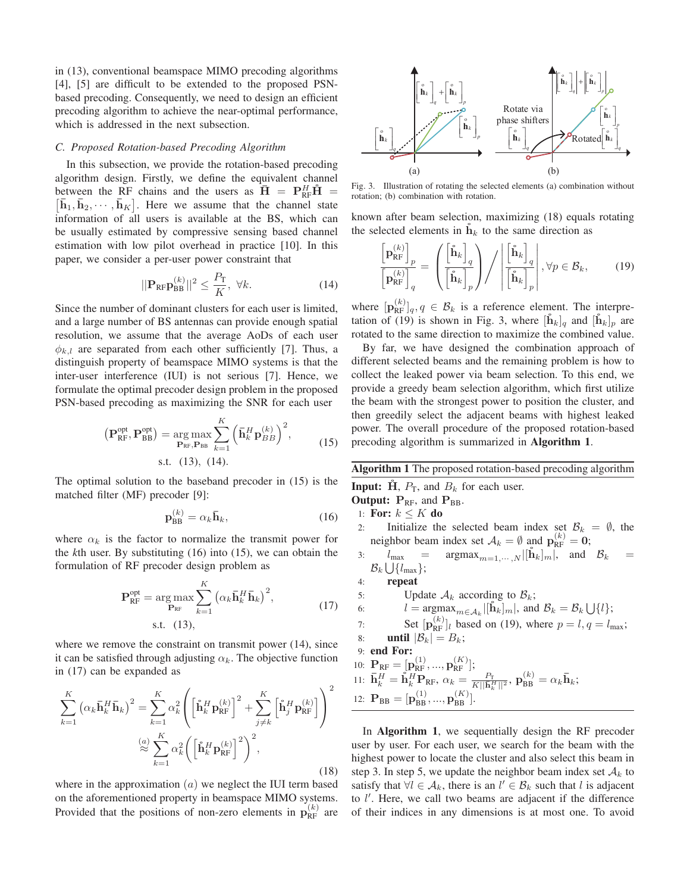in (13), conventional beamspace MIMO precoding algorithms [4], [5] are difficult to be extended to the proposed PSN-based precoding. Consequently, we need to design an efficient precoding algorithm to achieve the near-optimal performance, which is addressed in the next subsection.

### *C. Proposed Rotation-based Precoding Algorithm*

In this subsection, we provide the rotation-based precoding algorithm design. Firstly, we define the equivalent channel between the RF chains and the users as $\bar{\mathbf{H}} = \mathbf{P}_{\mathrm{RF}}^H \mathring{\mathbf{H}} = [\bar{\mathbf{h}}_1, \bar{\mathbf{h}}_2, \cdots, \bar{\mathbf{h}}_K]$. Here we assume that the channel state information of all users is available at the BS, which can be usually estimated by compressive sensing based channel estimation with low pilot overhead in practice [10]. In this paper, we consider a per-user power constraint that

$$||\mathbf{P}_{\mathrm{RF}}\mathbf{p}_{\mathrm{BB}}^{(k)}||^2 \leq \frac{P_{\mathrm{T}}}{K}, \ \forall k. \tag{14}$$

Since the number of dominant clusters for each user is limited, and a large number of BS antennas can provide enough spatial resolution, we assume that the average AoDs of each user $\phi_{k,l}$ are separated from each other sufficiently [7]. Thus, a distinguish property of beamspace MIMO systems is that the inter-user interference (IUI) is not serious [7]. Hence, we formulate the optimal precoder design problem in the proposed PSN-based precoding as maximizing the SNR for each user

$$\left(\mathbf{P}_{\mathrm{RF}}^{\mathrm{opt}}, \mathbf{P}_{\mathrm{BB}}^{\mathrm{opt}}\right) = \underset{\mathbf{P}_{\mathrm{RF}}, \mathbf{P}_{\mathrm{BB}}}{\arg\max} \sum_{k=1}^{K} \left(\bar{\mathbf{h}}_k^H \mathbf{p}_{BB}^{(k)}\right)^2, \quad \text{s.t. } (13),\ (14). \tag{15}$$

The optimal solution to the baseband precoder in (15) is the matched filter (MF) precoder [9]:

$$\mathbf{p}_{\mathrm{BB}}^{(k)} = \alpha_k \bar{\mathbf{h}}_k, \tag{16}$$

where $\alpha_k$ is the factor to normalize the transmit power for the $k$th user. By substituting (16) into (15), we can obtain the formulation of RF precoder design problem as

$$\mathbf{P}_{\mathrm{RF}}^{\mathrm{opt}} = \underset{\mathbf{P}_{\mathrm{RF}}}{\arg\max} \sum_{k=1}^{K} \left(\alpha_k \bar{\mathbf{h}}_k^H \bar{\mathbf{h}}_k\right)^2, \quad \text{s.t. } (13), \tag{17}$$

where we remove the constraint on transmit power (14), since it can be satisfied through adjusting $\alpha_k$. The objective function in (17) can be expanded as

$$\begin{aligned}\sum_{k=1}^{K} \left(\alpha_k \bar{\mathbf{h}}_k^H \bar{\mathbf{h}}_k\right)^2 &= \sum_{k=1}^{K} \alpha_k^2 \left( \left[\mathring{\mathbf{h}}_k^H \mathbf{p}_{\mathrm{RF}}^{(k)}\right]^2 + \sum_{j\neq k}^{K} \left[\mathring{\mathbf{h}}_j^H \mathbf{p}_{\mathrm{RF}}^{(k)}\right]\right)^2 \\ &\overset{(a)}{\approx} \sum_{k=1}^{K} \alpha_k^2 \left( \left[\mathring{\mathbf{h}}_k^H \mathbf{p}_{\mathrm{RF}}^{(k)}\right]^2\right)^2,\end{aligned} \tag{18}$$

where in the approximation $(a)$ we neglect the IUI term based on the aforementioned property in beamspace MIMO systems. Provided that the positions of non-zero elements in $\mathbf{p}_{\mathrm{RF}}^{(k)}$ are known after beam selection, maximizing (18) equals rotating the selected elements in $\mathring{\mathbf{h}}_k$ to the same direction as

$$\frac{\left[\mathbf{p}_{\mathrm{RF}}^{(k)}\right]_p}{\left[\mathbf{p}_{\mathrm{RF}}^{(k)}\right]_q} = \left(\frac{\left[\mathring{\mathbf{h}}_k\right]_q}{\left[\mathring{\mathbf{h}}_k\right]_p}\right) \Bigg/ \left|\frac{\left[\mathring{\mathbf{h}}_k\right]_q}{\left[\mathring{\mathbf{h}}_k\right]_p}\right|, \forall p \in \mathcal{B}_k, \tag{19}$$

where $[\mathbf{p}_{\mathrm{RF}}^{(k)}]_q, q \in \mathcal{B}_k$ is a reference element. The interpretation of (19) is shown in Fig. 3, where $[\mathring{\mathbf{h}}_k]_q$ and $[\mathring{\mathbf{h}}_k]_p$ are rotated to the same direction to maximize the combined value.

Fig. 3. Illustration of rotating the selected elements (a) combination without rotation; (b) combination with rotation.

By far, we have designed the combination approach of different selected beams and the remaining problem is how to collect the leaked power via beam selection. To this end, we provide a greedy beam selection algorithm, which first utilize the beam with the strongest power to position the cluster, and then greedily select the adjacent beams with highest leaked power. The overall procedure of the proposed rotation-based precoding algorithm is summarized in **Algorithm 1**.

---

**Algorithm 1** The proposed rotation-based precoding algorithm

**Input:** $\mathring{\mathbf{H}}$, $P_{\mathrm{T}}$, and $B_k$ for each user.
**Output:** $\mathbf{P}_{\mathrm{RF}}$, and $\mathbf{P}_{\mathrm{BB}}$.

1: **For:** $k \leq K$ **do**
2: Initialize the selected beam index set $\mathcal{B}_k = \emptyset$, the neighbor beam index set $\mathcal{A}_k = \emptyset$ and $\mathbf{p}_{\mathrm{RF}}^{(k)} = \mathbf{0}$;
3: $l_{\max} = \mathrm{argmax}_{m=1,\cdots,N} |[\mathring{\mathbf{h}}_k]_m|$, and $\mathcal{B}_k = \mathcal{B}_k \bigcup \{l_{\max}\}$;
4: **repeat**
5: Update $\mathcal{A}_k$ according to $\mathcal{B}_k$;
6: $l = \mathrm{argmax}_{m\in\mathcal{A}_k} |[\mathring{\mathbf{h}}_k]_m|$, and $\mathcal{B}_k = \mathcal{B}_k \bigcup \{l\}$;
7: Set $[\mathbf{p}_{\mathrm{RF}}^{(k)}]_l$ based on (19), where $p = l, q = l_{\max}$;
8: **until** $|\mathcal{B}_k| = B_k$;
9: **end For:**
10: $\mathbf{P}_{\mathrm{RF}} = [\mathbf{p}_{\mathrm{RF}}^{(1)}, ..., \mathbf{p}_{\mathrm{RF}}^{(K)}]$;
11: $\bar{\mathbf{h}}_k^H = \mathring{\mathbf{h}}_k^H \mathbf{P}_{\mathrm{RF}}$, $\alpha_k = \frac{P_{\mathrm{T}}}{K||\bar{\mathbf{h}}_k^H||^2}$, $\mathbf{p}_{\mathrm{BB}}^{(k)} = \alpha_k \bar{\mathbf{h}}_k$;
12: $\mathbf{P}_{\mathrm{BB}} = [\mathbf{p}_{\mathrm{BB}}^{(1)}, ..., \mathbf{p}_{\mathrm{BB}}^{(K)}]$.

---

In **Algorithm 1**, we sequentially design the RF precoder user by user. For each user, we search for the beam with the highest power to locate the cluster and also select this beam in step 3. In step 5, we update the neighbor beam index set $\mathcal{A}_k$ to satisfy that $\forall l \in \mathcal{A}_k$, there is an $l' \in \mathcal{B}_k$ such that $l$ is adjacent to $l'$. Here, we call two beams are adjacent if the difference of their indices in any dimensions is at most one. To avoid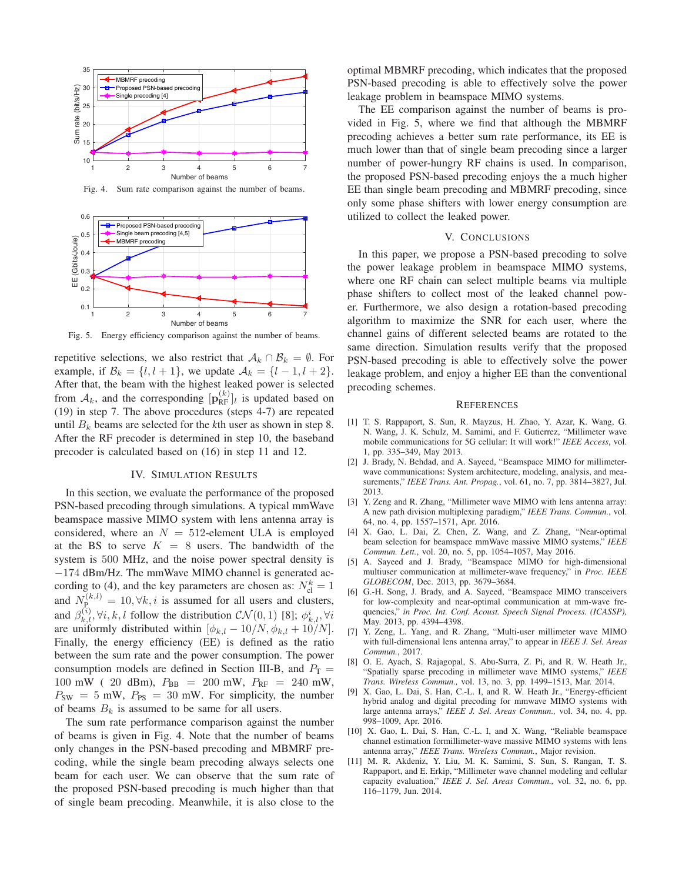35
30
25
20
15
10
Sum rate (bit/s/Hz)
1 2 3 4 5 6 7
Number of beams
MBMRF precoding
Proposed PSN-based precoding
Single precoding [4]

Fig. 4. Sum rate comparison against the number of beams.

0.6
0.5
0.4
0.3
0.2
0.1
EE (Gbits/Joule)
1 2 3 4 5 6 7
Number of beams
Proposed PSN-based precoding
Single beam precoding [4,5]
MBMRF precoding

Fig. 5. Energy efficiency comparison against the number of beams.

repetitive selections, we also restrict that $\mathcal{A}_k \cap \mathcal{B}_k = \emptyset$. For example, if $\mathcal{B}_k = \{l, l+1\}$, we update $\mathcal{A}_k = \{l-1, l+2\}$. After that, the beam with the highest leaked power is selected from $\mathcal{A}_k$, and the corresponding $[\mathbf{p}_{\text{RF}}^{(k)}]_l$ is updated based on (19) in step 7. The above procedures (steps 4-7) are repeated until $B_k$ beams are selected for the $k$th user as shown in step 8. After the RF precoder is determined in step 10, the baseband precoder is calculated based on (16) in step 11 and 12.

## IV. Simulation Results

In this section, we evaluate the performance of the proposed PSN-based precoding through simulations. A typical mmWave beamspace massive MIMO system with lens antenna array is considered, where an $N = 512$-element ULA is employed at the BS to serve $K = 8$ users. The bandwidth of the system is 500 MHz, and the noise power spectral density is $-174$ dBm/Hz. The mmWave MIMO channel is generated according to (4), and the key parameters are chosen as: $N_{\text{cl}}^k = 1$ and $N_{\text{P}}^{(k,l)} = 10, \forall k, i$ is assumed for all users and clusters, and $\beta_{k,l}^{(i)}, \forall i, k, l$ follow the distribution $\mathcal{CN}(0, 1)$ [8]; $\phi_{k,l}^i, \forall i$ are uniformly distributed within $[\phi_{k,l} - 10/N, \phi_{k,l} + 10/N]$. Finally, the energy efficiency (EE) is defined as the ratio between the sum rate and the power consumption. The power consumption models are defined in Section III-B, and $P_{\text{T}} = 100$ mW ( 20 dBm), $P_{\text{BB}} = 200$ mW, $P_{\text{RF}} = 240$ mW, $P_{\text{SW}} = 5$ mW, $P_{\text{PS}} = 30$ mW. For simplicity, the number of beams $B_k$ is assumed to be same for all users.

The sum rate performance comparison against the number of beams is given in Fig. 4. Note that the number of beams only changes in the PSN-based precoding and MBMRF precoding, while the single beam precoding always selects one beam for each user. We can observe that the sum rate of the proposed PSN-based precoding is much higher than that of single beam precoding. Meanwhile, it is also close to the optimal MBMRF precoding, which indicates that the proposed PSN-based precoding is able to effectively solve the power leakage problem in beamspace MIMO systems.

The EE comparison against the number of beams is provided in Fig. 5, where we find that although the MBMRF precoding achieves a better sum rate performance, its EE is much lower than that of single beam precoding since a larger number of power-hungry RF chains is used. In comparison, the proposed PSN-based precoding enjoys the a much higher EE than single beam precoding and MBMRF precoding, since only some phase shifters with lower energy consumption are utilized to collect the leaked power.

## V. Conclusions

In this paper, we propose a PSN-based precoding to solve the power leakage problem in beamspace MIMO systems, where one RF chain can select multiple beams via multiple phase shifters to collect most of the leaked channel power. Furthermore, we also design a rotation-based precoding algorithm to maximize the SNR for each user, where the channel gains of different selected beams are rotated to the same direction. Simulation results verify that the proposed PSN-based precoding is able to effectively solve the power leakage problem, and enjoy a higher EE than the conventional precoding schemes.

## References

[1] T. S. Rappaport, S. Sun, R. Mayzus, H. Zhao, Y. Azar, K. Wang, G. N. Wang, J. K. Schulz, M. Samimi, and F. Gutierrez, "Millimeter wave mobile communications for 5G cellular: It will work!" *IEEE Access*, vol. 1, pp. 335–349, May 2013.

[2] J. Brady, N. Behdad, and A. Sayeed, "Beamspace MIMO for millimeter-wave communications: System architecture, modeling, analysis, and measurements," *IEEE Trans. Ant. Propag.*, vol. 61, no. 7, pp. 3814–3827, Jul. 2013.

[3] Y. Zeng and R. Zhang, "Millimeter wave MIMO with lens antenna array: A new path division multiplexing paradigm," *IEEE Trans. Commun.*, vol. 64, no. 4, pp. 1557–1571, Apr. 2016.

[4] X. Gao, L. Dai, Z. Chen, Z. Wang, and Z. Zhang, "Near-optimal beam selection for beamspace mmWave massive MIMO systems," *IEEE Commun. Lett.*, vol. 20, no. 5, pp. 1054–1057, May 2016.

[5] A. Sayeed and J. Brady, "Beamspace MIMO for high-dimensional multiuser communication at millimeter-wave frequency," in *Proc. IEEE GLOBECOM*, Dec. 2013, pp. 3679–3684.

[6] G.-H. Song, J. Brady, and A. Sayeed, "Beamspace MIMO transceivers for low-complexity and near-optimal communication at mm-wave frequencies," *in Proc. Int. Conf. Acoust. Speech Signal Process. (ICASSP)*, May. 2013, pp. 4394–4398.

[7] Y. Zeng, L. Yang, and R. Zhang, "Multi-user millimeter wave MIMO with full-dimensional lens antenna array," to appear in *IEEE J. Sel. Areas Commun.*, 2017.

[8] O. E. Ayach, S. Rajagopal, S. Abu-Surra, Z. Pi, and R. W. Heath Jr., "Spatially sparse precoding in millimeter wave MIMO systems," *IEEE Trans. Wireless Commun.,* vol. 13, no. 3, pp. 1499–1513, Mar. 2014.

[9] X. Gao, L. Dai, S. Han, C.-L. I, and R. W. Heath Jr., "Energy-efficient hybrid analog and digital precoding for mmwave MIMO systems with large antenna arrays," *IEEE J. Sel. Areas Commun.,* vol. 34, no. 4, pp. 998–1009, Apr. 2016.

[10] X. Gao, L. Dai, S. Han, C.-L. I, and X. Wang, "Reliable beamspace channel estimation formillimeter-wave massive MIMO systems with lens antenna array," *IEEE Trans. Wireless Commun.*, Major revision.

[11] M. R. Akdeniz, Y. Liu, M. K. Samimi, S. Sun, S. Rangan, T. S. Rappaport, and E. Erkip, "Millimeter wave channel modeling and cellular capacity evaluation," *IEEE J. Sel. Areas Commun.,* vol. 32, no. 6, pp. 116–1179, Jun. 2014.